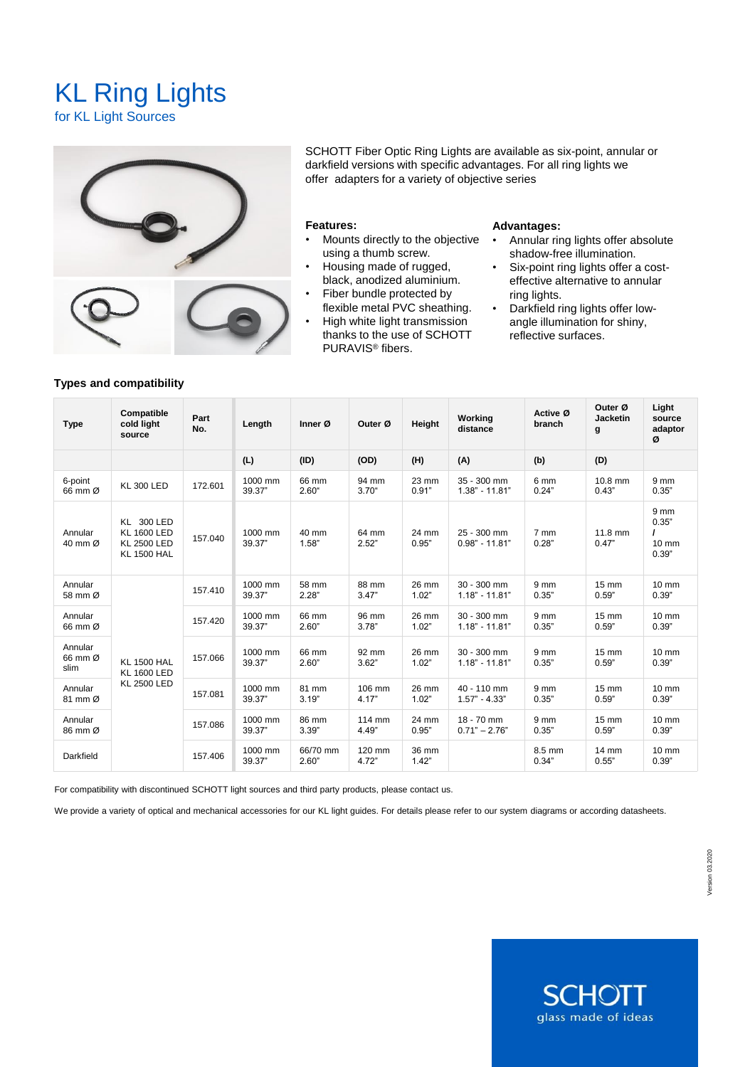# KL Ring Lights

for KL Light Sources

SCHOTT Fiber Optic Ring Lights are available as six-point, annular or darkfield versions with specific advantages. For all ring lights we offer adapters for a variety of objective series

**Features:**

- Mounts directly to the objective using a thumb screw.
- Housing made of rugged, black, anodized aluminium.
- Fiber bundle protected by flexible metal PVC sheathing.
- High white light transmission thanks to the use of SCHOTT PURAVIS® fibers.

**Advantages:**

- Annular ring lights offer absolute shadow-free illumination.
- Six-point ring lights offer a cost-effective alternative to annular ring lights.
- Darkfield ring lights offer low-angle illumination for shiny, reflective surfaces.

### Types and compatibility

| Type | Compatible cold light source | Part No. | Length | Inner Ø | Outer Ø | Height | Working distance | Active Ø branch | Outer Ø Jacketing | Light source adaptor Ø |
|---|---|---|---|---|---|---|---|---|---|---|
| | | | (L) | (ID) | (OD) | (H) | (A) | (b) | (D) | |
| 6-point 66 mm Ø | KL 300 LED | 172.601 | 1000 mm 39.37" | 66 mm 2.60" | 94 mm 3.70" | 23 mm 0.91" | 35 - 300 mm 1.38" - 11.81" | 6 mm 0.24" | 10.8 mm 0.43" | 9 mm 0.35" |
| Annular 40 mm Ø | KL 300 LED KL 1600 LED KL 2500 LED KL 1500 HAL | 157.040 | 1000 mm 39.37" | 40 mm 1.58" | 64 mm 2.52" | 24 mm 0.95" | 25 - 300 mm 0.98" - 11.81" | 7 mm 0.28" | 11.8 mm 0.47" | 9 mm 0.35" / 10 mm 0.39" |
| Annular 58 mm Ø | KL 1500 HAL KL 1600 LED KL 2500 LED | 157.410 | 1000 mm 39.37" | 58 mm 2.28" | 88 mm 3.47" | 26 mm 1.02" | 30 - 300 mm 1.18" - 11.81" | 9 mm 0.35" | 15 mm 0.59" | 10 mm 0.39" |
| Annular 66 mm Ø | | 157.420 | 1000 mm 39.37" | 66 mm 2.60" | 96 mm 3.78" | 26 mm 1.02" | 30 - 300 mm 1.18" - 11.81" | 9 mm 0.35" | 15 mm 0.59" | 10 mm 0.39" |
| Annular 66 mm Ø slim | | 157.066 | 1000 mm 39.37" | 66 mm 2.60" | 92 mm 3.62" | 26 mm 1.02" | 30 - 300 mm 1.18" - 11.81" | 9 mm 0.35" | 15 mm 0.59" | 10 mm 0.39" |
| Annular 81 mm Ø | | 157.081 | 1000 mm 39.37" | 81 mm 3.19" | 106 mm 4.17" | 26 mm 1.02" | 40 - 110 mm 1.57" - 4.33" | 9 mm 0.35" | 15 mm 0.59" | 10 mm 0.39" |
| Annular 86 mm Ø | | 157.086 | 1000 mm 39.37" | 86 mm 3.39" | 114 mm 4.49" | 24 mm 0.95" | 18 - 70 mm 0.71" – 2.76" | 9 mm 0.35" | 15 mm 0.59" | 10 mm 0.39" |
| Darkfield | | 157.406 | 1000 mm 39.37" | 66/70 mm 2.60" | 120 mm 4.72" | 36 mm 1.42" | | 8.5 mm 0.34" | 14 mm 0.55" | 10 mm 0.39" |

For compatibility with discontinued SCHOTT light sources and third party products, please contact us.

We provide a variety of optical and mechanical accessories for our KL light guides. For details please refer to our system diagrams or according datasheets.

Version 03.2020

SCHOTT
glass made of ideas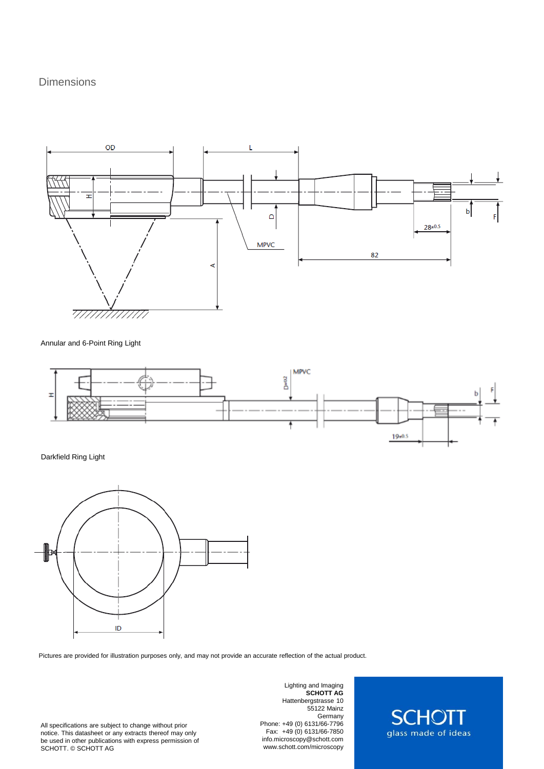## Dimensions

OD

L

H

D

MPVC

A

b

F

28±0.5

82

Annular and 6-Point Ring Light

H

D±0.2

MPVC

b

F

19±0.5

Darkfield Ring Light

ID

Pictures are provided for illustration purposes only, and may not provide an accurate reflection of the actual product.

All specifications are subject to change without prior notice. This datasheet or any extracts thereof may only be used in other publications with express permission of SCHOTT. © SCHOTT AG

Lighting and Imaging
**SCHOTT AG**
Hattenbergstrasse 10
55122 Mainz
Germany
Phone: +49 (0) 6131/66-7796
Fax: +49 (0) 6131/66-7850
info.microscopy@schott.com
www.schott.com/microscopy

SCHOTT
glass made of ideas